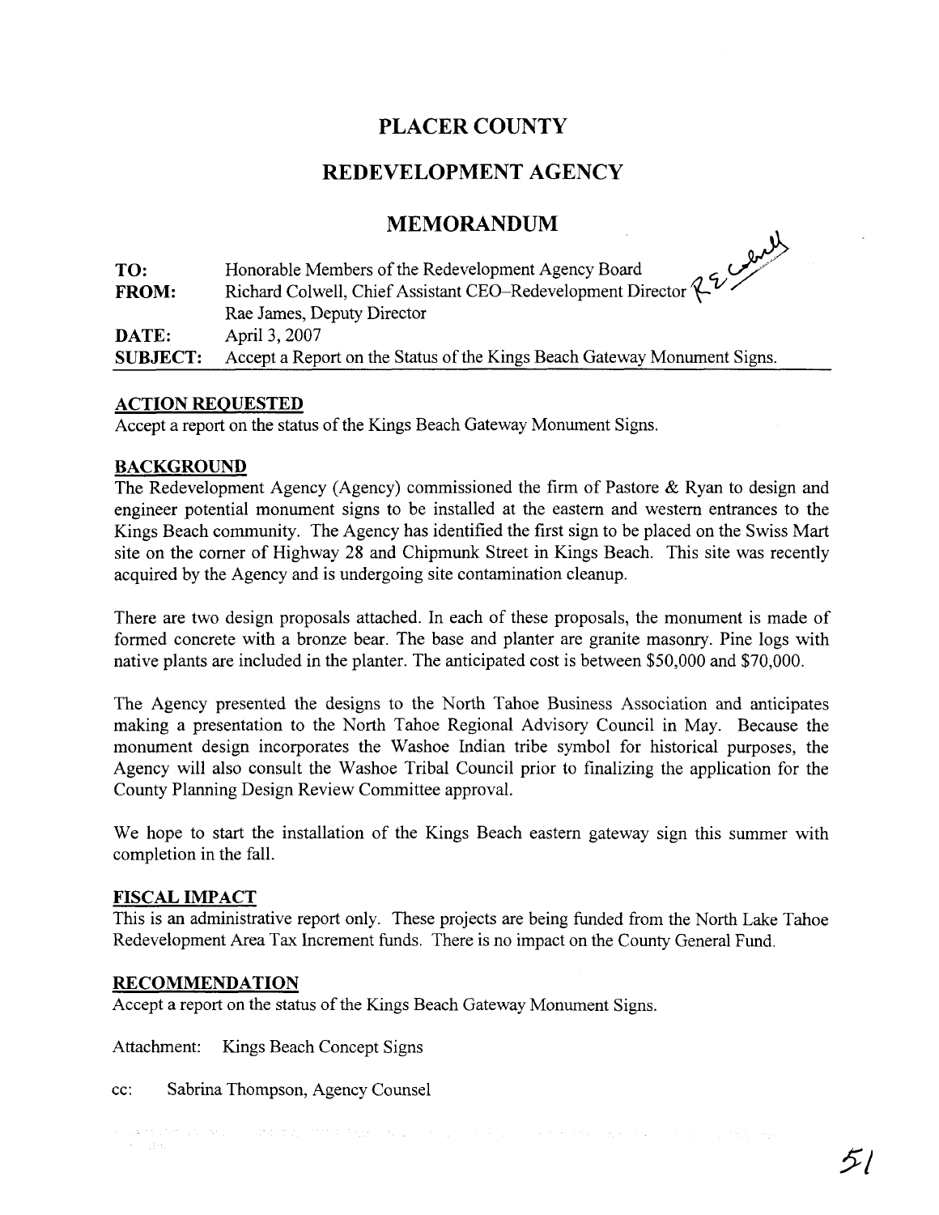# PLACER COUNTY

## REDEVELOPMENT AGENCY

## MEMORANDUM

| | |
|---|---|
| **TO:** | Honorable Members of the Redevelopment Agency Board |
| **FROM:** | Richard Colwell, Chief Assistant CEO–Redevelopment Director |
| | Rae James, Deputy Director |
| **DATE:** | April 3, 2007 |
| **SUBJECT:** | Accept a Report on the Status of the Kings Beach Gateway Monument Signs. |

### ACTION REQUESTED

Accept a report on the status of the Kings Beach Gateway Monument Signs.

### BACKGROUND

The Redevelopment Agency (Agency) commissioned the firm of Pastore & Ryan to design and engineer potential monument signs to be installed at the eastern and western entrances to the Kings Beach community. The Agency has identified the first sign to be placed on the Swiss Mart site on the corner of Highway 28 and Chipmunk Street in Kings Beach. This site was recently acquired by the Agency and is undergoing site contamination cleanup.

There are two design proposals attached. In each of these proposals, the monument is made of formed concrete with a bronze bear. The base and planter are granite masonry. Pine logs with native plants are included in the planter. The anticipated cost is between $50,000 and $70,000.

The Agency presented the designs to the North Tahoe Business Association and anticipates making a presentation to the North Tahoe Regional Advisory Council in May. Because the monument design incorporates the Washoe Indian tribe symbol for historical purposes, the Agency will also consult the Washoe Tribal Council prior to finalizing the application for the County Planning Design Review Committee approval.

We hope to start the installation of the Kings Beach eastern gateway sign this summer with completion in the fall.

### FISCAL IMPACT

This is an administrative report only. These projects are being funded from the North Lake Tahoe Redevelopment Area Tax Increment funds. There is no impact on the County General Fund.

### RECOMMENDATION

Accept a report on the status of the Kings Beach Gateway Monument Signs.

Attachment: Kings Beach Concept Signs

cc: Sabrina Thompson, Agency Counsel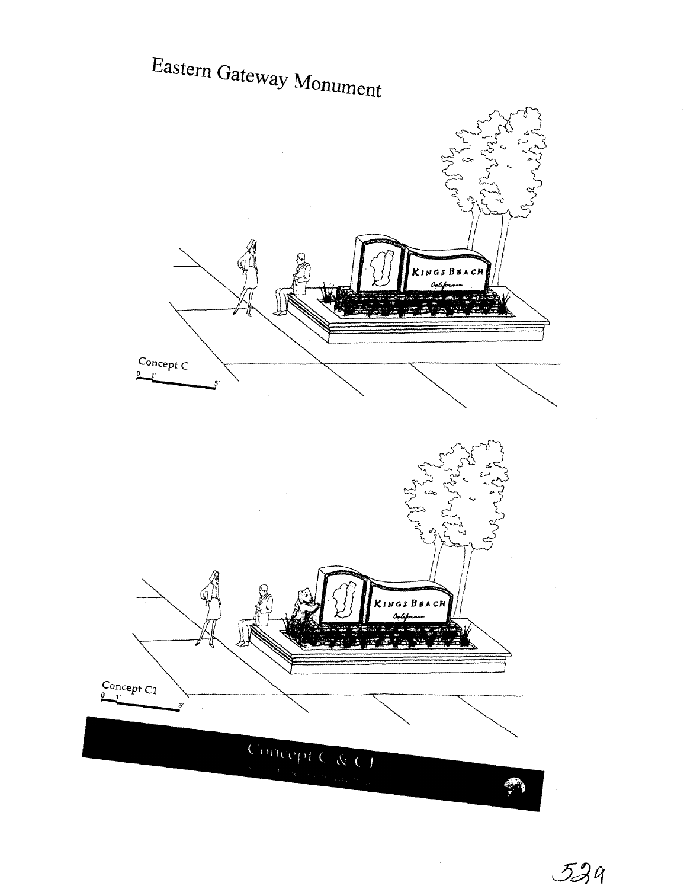# Eastern Gateway Monument

Concept C

0 1' 5'

Concept C1

0 1' 5'

Concept C & C1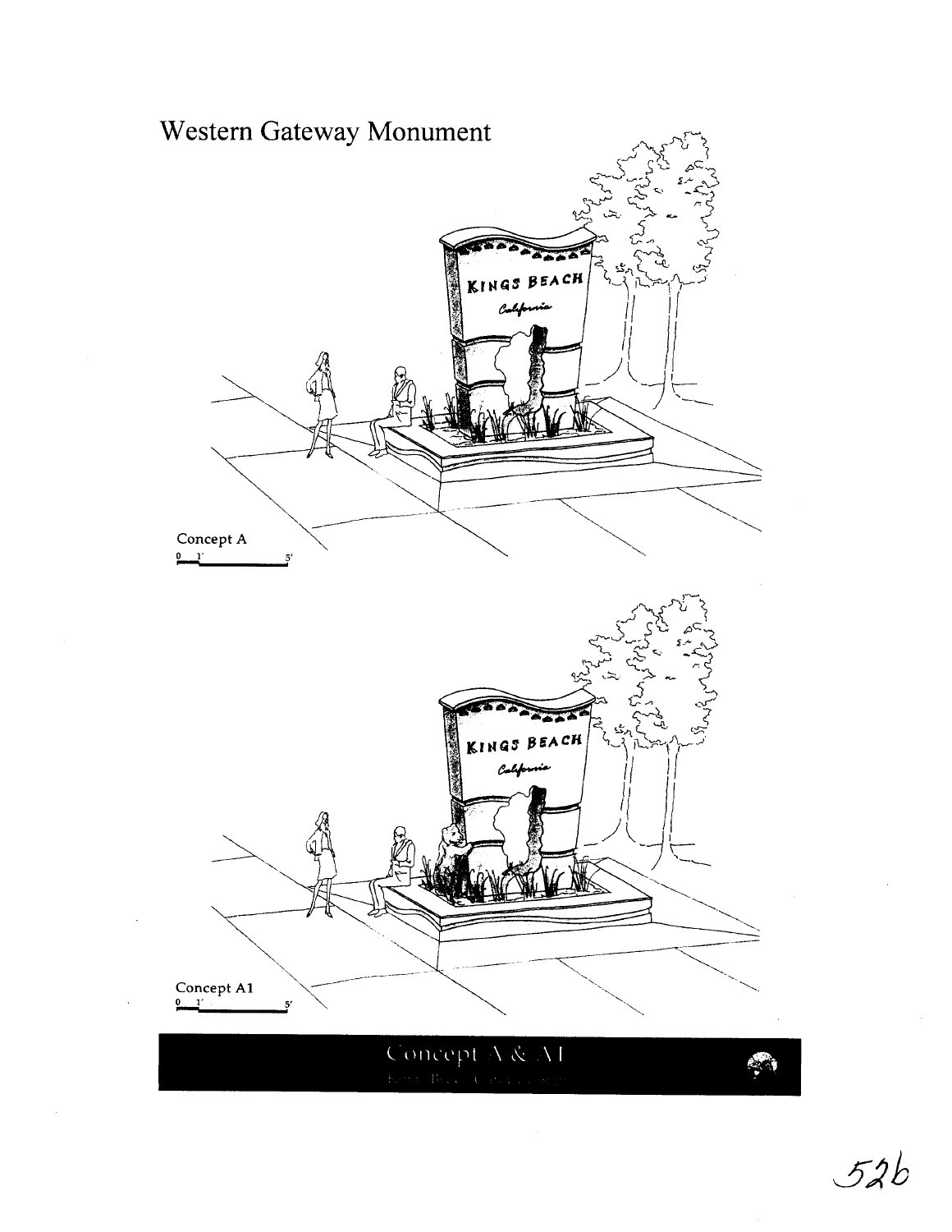# Western Gateway Monument

KINGS BEACH

California

Concept A

0 1' 5'

KINGS BEACH

California

Concept A1

0 1' 5'

Concept A & A1